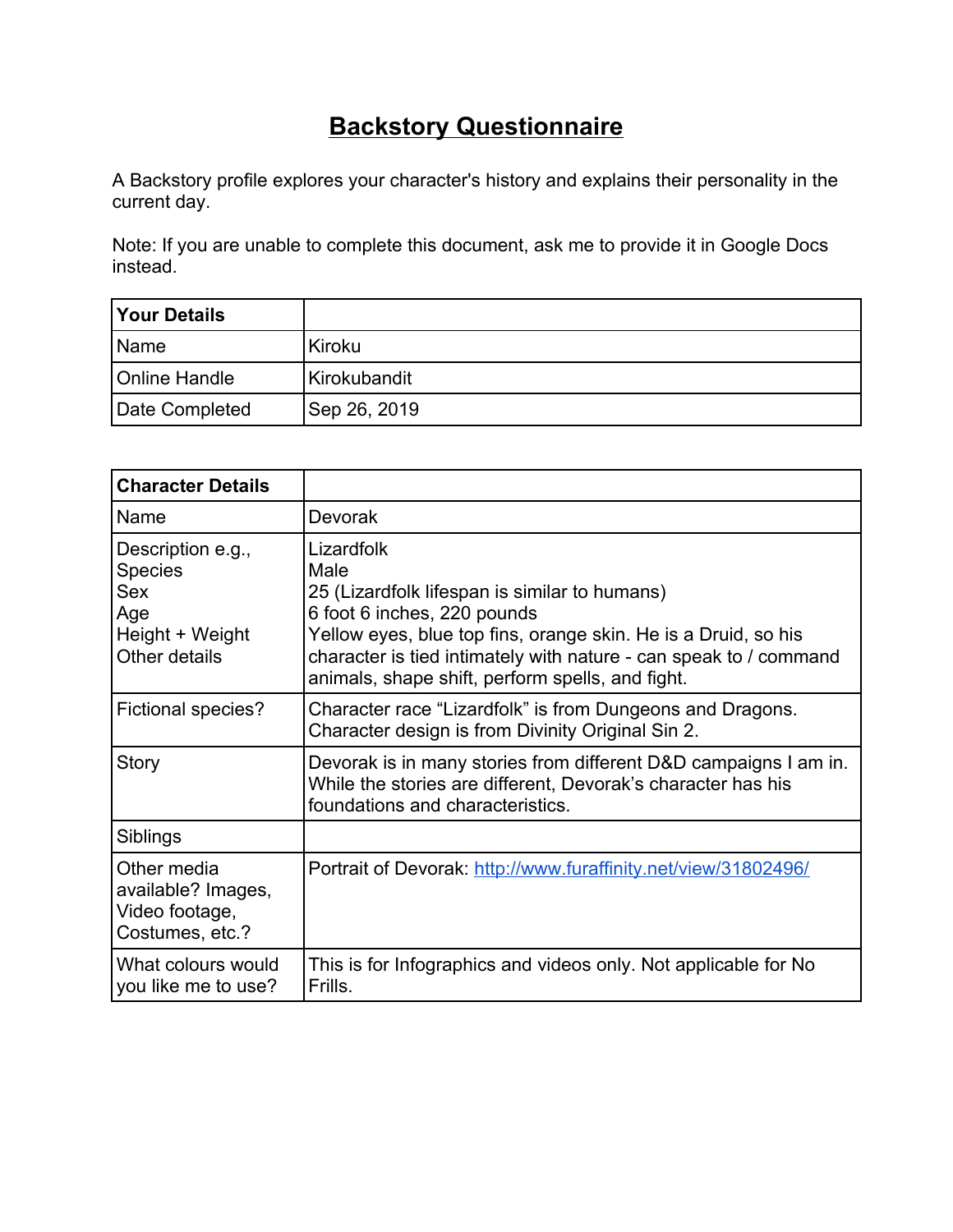# Backstory Questionnaire

A Backstory profile explores your character's history and explains their personality in the current day.

Note: If you are unable to complete this document, ask me to provide it in Google Docs instead.

| **Your Details** | |
|---|---|
| Name | Kiroku |
| Online Handle | Kirokubandit |
| Date Completed | Sep 26, 2019 |

| **Character Details** | |
|---|---|
| Name | Devorak |
| Description e.g.,<br>Species<br>Sex<br>Age<br>Height + Weight<br>Other details | Lizardfolk<br>Male<br>25 (Lizardfolk lifespan is similar to humans)<br>6 foot 6 inches, 220 pounds<br>Yellow eyes, blue top fins, orange skin. He is a Druid, so his character is tied intimately with nature - can speak to / command animals, shape shift, perform spells, and fight. |
| Fictional species? | Character race "Lizardfolk" is from Dungeons and Dragons. Character design is from Divinity Original Sin 2. |
| Story | Devorak is in many stories from different D&D campaigns I am in. While the stories are different, Devorak's character has his foundations and characteristics. |
| Siblings | |
| Other media available? Images, Video footage, Costumes, etc.? | Portrait of Devorak: [http://www.furaffinity.net/view/31802496/](http://www.furaffinity.net/view/31802496/) |
| What colours would you like me to use? | This is for Infographics and videos only. Not applicable for No Frills. |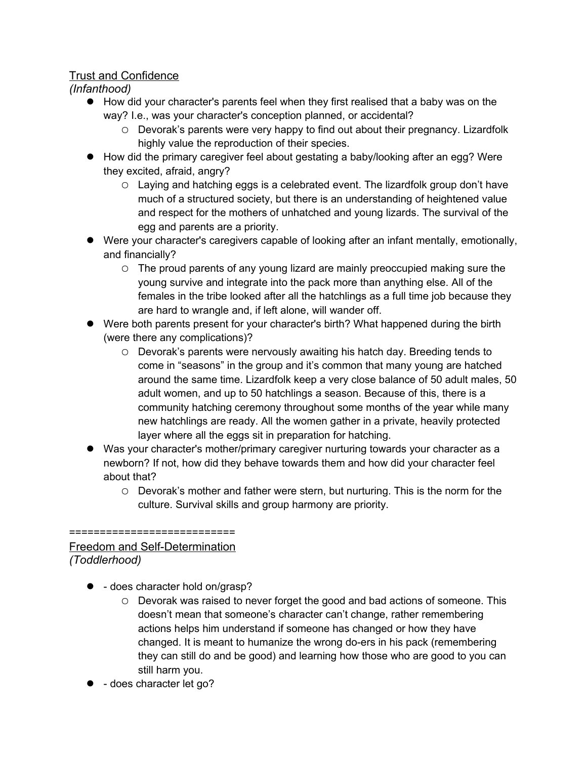Trust and Confidence
*(Infanthood)*

- How did your character's parents feel when they first realised that a baby was on the way? I.e., was your character's conception planned, or accidental?
  - Devorak's parents were very happy to find out about their pregnancy. Lizardfolk highly value the reproduction of their species.
- How did the primary caregiver feel about gestating a baby/looking after an egg? Were they excited, afraid, angry?
  - Laying and hatching eggs is a celebrated event. The lizardfolk group don't have much of a structured society, but there is an understanding of heightened value and respect for the mothers of unhatched and young lizards. The survival of the egg and parents are a priority.
- Were your character's caregivers capable of looking after an infant mentally, emotionally, and financially?
  - The proud parents of any young lizard are mainly preoccupied making sure the young survive and integrate into the pack more than anything else. All of the females in the tribe looked after all the hatchlings as a full time job because they are hard to wrangle and, if left alone, will wander off.
- Were both parents present for your character's birth? What happened during the birth (were there any complications)?
  - Devorak's parents were nervously awaiting his hatch day. Breeding tends to come in "seasons" in the group and it's common that many young are hatched around the same time. Lizardfolk keep a very close balance of 50 adult males, 50 adult women, and up to 50 hatchlings a season. Because of this, there is a community hatching ceremony throughout some months of the year while many new hatchlings are ready. All the women gather in a private, heavily protected layer where all the eggs sit in preparation for hatching.
- Was your character's mother/primary caregiver nurturing towards your character as a newborn? If not, how did they behave towards them and how did your character feel about that?
  - Devorak's mother and father were stern, but nurturing. This is the norm for the culture. Survival skills and group harmony are priority.

==========================

Freedom and Self-Determination
*(Toddlerhood)*

- - does character hold on/grasp?
  - Devorak was raised to never forget the good and bad actions of someone. This doesn't mean that someone's character can't change, rather remembering actions helps him understand if someone has changed or how they have changed. It is meant to humanize the wrong do-ers in his pack (remembering they can still do and be good) and learning how those who are good to you can still harm you.
- - does character let go?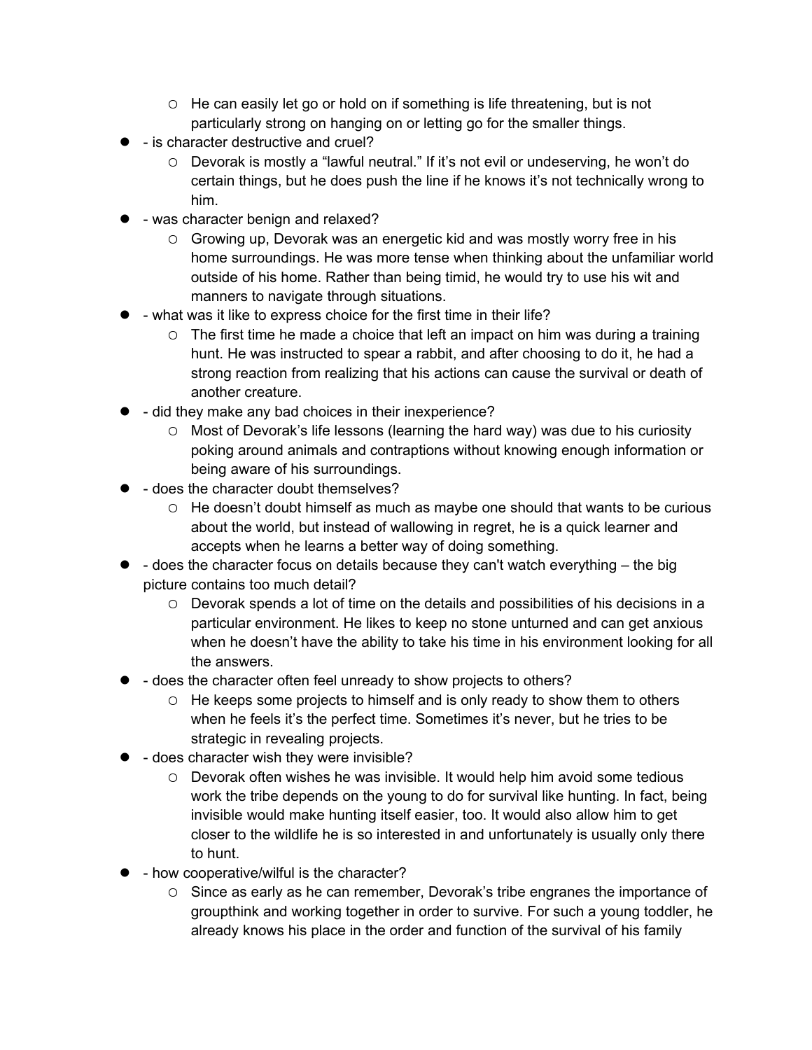- He can easily let go or hold on if something is life threatening, but is not particularly strong on hanging on or letting go for the smaller things.
- - is character destructive and cruel?
  - Devorak is mostly a “lawful neutral.” If it’s not evil or undeserving, he won’t do certain things, but he does push the line if he knows it’s not technically wrong to him.
- - was character benign and relaxed?
  - Growing up, Devorak was an energetic kid and was mostly worry free in his home surroundings. He was more tense when thinking about the unfamiliar world outside of his home. Rather than being timid, he would try to use his wit and manners to navigate through situations.
- - what was it like to express choice for the first time in their life?
  - The first time he made a choice that left an impact on him was during a training hunt. He was instructed to spear a rabbit, and after choosing to do it, he had a strong reaction from realizing that his actions can cause the survival or death of another creature.
- - did they make any bad choices in their inexperience?
  - Most of Devorak’s life lessons (learning the hard way) was due to his curiosity poking around animals and contraptions without knowing enough information or being aware of his surroundings.
- - does the character doubt themselves?
  - He doesn’t doubt himself as much as maybe one should that wants to be curious about the world, but instead of wallowing in regret, he is a quick learner and accepts when he learns a better way of doing something.
- - does the character focus on details because they can't watch everything – the big picture contains too much detail?
  - Devorak spends a lot of time on the details and possibilities of his decisions in a particular environment. He likes to keep no stone unturned and can get anxious when he doesn’t have the ability to take his time in his environment looking for all the answers.
- - does the character often feel unready to show projects to others?
  - He keeps some projects to himself and is only ready to show them to others when he feels it’s the perfect time. Sometimes it’s never, but he tries to be strategic in revealing projects.
- - does character wish they were invisible?
  - Devorak often wishes he was invisible. It would help him avoid some tedious work the tribe depends on the young to do for survival like hunting. In fact, being invisible would make hunting itself easier, too. It would also allow him to get closer to the wildlife he is so interested in and unfortunately is usually only there to hunt.
- - how cooperative/wilful is the character?
  - Since as early as he can remember, Devorak’s tribe engranes the importance of groupthink and working together in order to survive. For such a young toddler, he already knows his place in the order and function of the survival of his family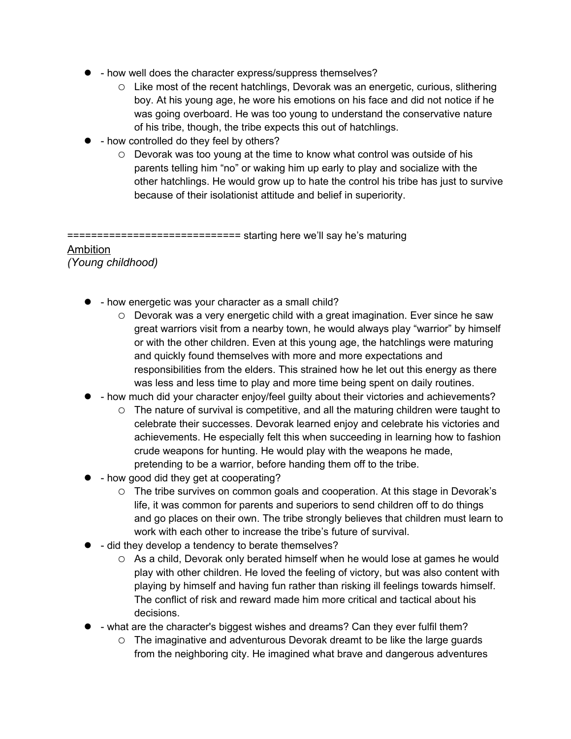- - how well does the character express/suppress themselves?
  - Like most of the recent hatchlings, Devorak was an energetic, curious, slithering boy. At his young age, he wore his emotions on his face and did not notice if he was going overboard. He was too young to understand the conservative nature of his tribe, though, the tribe expects this out of hatchlings.
- - how controlled do they feel by others?
  - Devorak was too young at the time to know what control was outside of his parents telling him "no" or waking him up early to play and socialize with the other hatchlings. He would grow up to hate the control his tribe has just to survive because of their isolationist attitude and belief in superiority.

============================ starting here we'll say he's maturing

<u>Ambition</u>

*(Young childhood)*

- - how energetic was your character as a small child?
  - Devorak was a very energetic child with a great imagination. Ever since he saw great warriors visit from a nearby town, he would always play "warrior" by himself or with the other children. Even at this young age, the hatchlings were maturing and quickly found themselves with more and more expectations and responsibilities from the elders. This strained how he let out this energy as there was less and less time to play and more time being spent on daily routines.
- - how much did your character enjoy/feel guilty about their victories and achievements?
  - The nature of survival is competitive, and all the maturing children were taught to celebrate their successes. Devorak learned enjoy and celebrate his victories and achievements. He especially felt this when succeeding in learning how to fashion crude weapons for hunting. He would play with the weapons he made, pretending to be a warrior, before handing them off to the tribe.
- - how good did they get at cooperating?
  - The tribe survives on common goals and cooperation. At this stage in Devorak's life, it was common for parents and superiors to send children off to do things and go places on their own. The tribe strongly believes that children must learn to work with each other to increase the tribe's future of survival.
- - did they develop a tendency to berate themselves?
  - As a child, Devorak only berated himself when he would lose at games he would play with other children. He loved the feeling of victory, but was also content with playing by himself and having fun rather than risking ill feelings towards himself. The conflict of risk and reward made him more critical and tactical about his decisions.
- - what are the character's biggest wishes and dreams? Can they ever fulfil them?
  - The imaginative and adventurous Devorak dreamt to be like the large guards from the neighboring city. He imagined what brave and dangerous adventures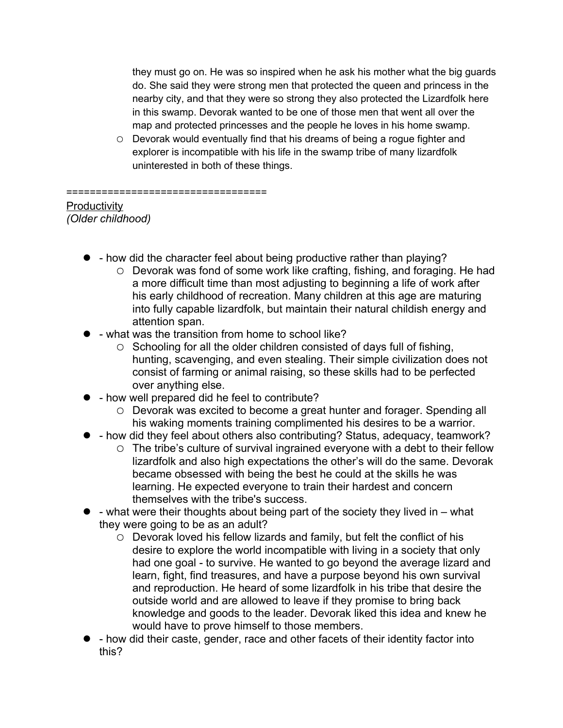- they must go on. He was so inspired when he ask his mother what the big guards do. She said they were strong men that protected the queen and princess in the nearby city, and that they were so strong they also protected the Lizardfolk here in this swamp. Devorak wanted to be one of those men that went all over the map and protected princesses and the people he loves in his home swamp.
    - Devorak would eventually find that his dreams of being a rogue fighter and explorer is incompatible with his life in the swamp tribe of many lizardfolk uninterested in both of these things.

=================================

<u>Productivity</u>
*(Older childhood)*

- - how did the character feel about being productive rather than playing?
    - Devorak was fond of some work like crafting, fishing, and foraging. He had a more difficult time than most adjusting to beginning a life of work after his early childhood of recreation. Many children at this age are maturing into fully capable lizardfolk, but maintain their natural childish energy and attention span.
- - what was the transition from home to school like?
    - Schooling for all the older children consisted of days full of fishing, hunting, scavenging, and even stealing. Their simple civilization does not consist of farming or animal raising, so these skills had to be perfected over anything else.
- - how well prepared did he feel to contribute?
    - Devorak was excited to become a great hunter and forager. Spending all his waking moments training complimented his desires to be a warrior.
- - how did they feel about others also contributing? Status, adequacy, teamwork?
    - The tribe's culture of survival ingrained everyone with a debt to their fellow lizardfolk and also high expectations the other's will do the same. Devorak became obsessed with being the best he could at the skills he was learning. He expected everyone to train their hardest and concern themselves with the tribe's success.
- - what were their thoughts about being part of the society they lived in – what they were going to be as an adult?
    - Devorak loved his fellow lizards and family, but felt the conflict of his desire to explore the world incompatible with living in a society that only had one goal - to survive. He wanted to go beyond the average lizard and learn, fight, find treasures, and have a purpose beyond his own survival and reproduction. He heard of some lizardfolk in his tribe that desire the outside world and are allowed to leave if they promise to bring back knowledge and goods to the leader. Devorak liked this idea and knew he would have to prove himself to those members.
- - how did their caste, gender, race and other facets of their identity factor into this?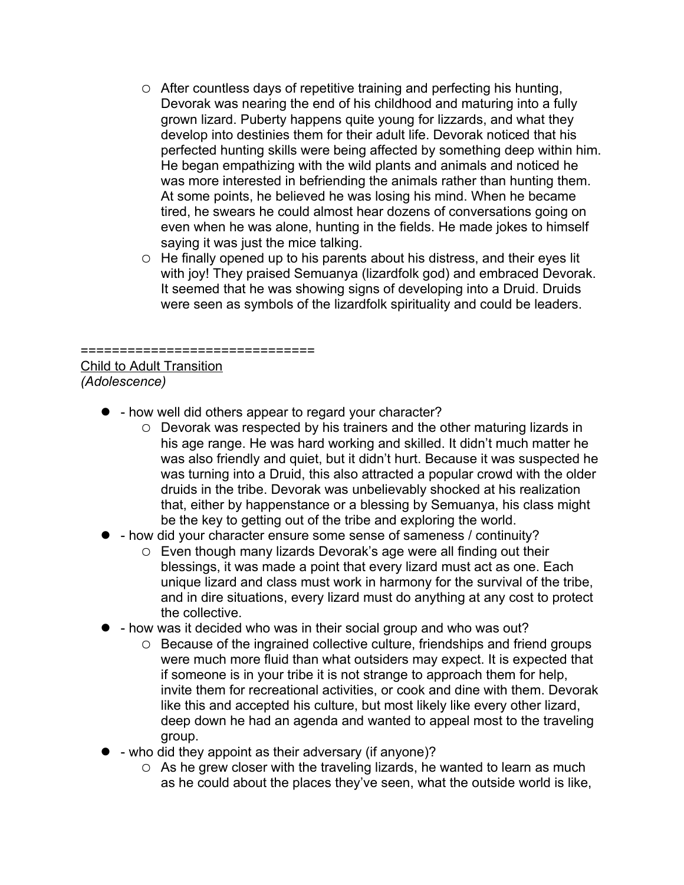- After countless days of repetitive training and perfecting his hunting, Devorak was nearing the end of his childhood and maturing into a fully grown lizard. Puberty happens quite young for lizzards, and what they develop into destinies them for their adult life. Devorak noticed that his perfected hunting skills were being affected by something deep within him. He began empathizing with the wild plants and animals and noticed he was more interested in befriending the animals rather than hunting them. At some points, he believed he was losing his mind. When he became tired, he swears he could almost hear dozens of conversations going on even when he was alone, hunting in the fields. He made jokes to himself saying it was just the mice talking.
  - He finally opened up to his parents about his distress, and their eyes lit with joy! They praised Semuanya (lizardfolk god) and embraced Devorak. It seemed that he was showing signs of developing into a Druid. Druids were seen as symbols of the lizardfolk spirituality and could be leaders.

=============================

<u>Child to Adult Transition</u>

*(Adolescence)*

- - how well did others appear to regard your character?
  - Devorak was respected by his trainers and the other maturing lizards in his age range. He was hard working and skilled. It didn't much matter he was also friendly and quiet, but it didn't hurt. Because it was suspected he was turning into a Druid, this also attracted a popular crowd with the older druids in the tribe. Devorak was unbelievably shocked at his realization that, either by happenstance or a blessing by Semuanya, his class might be the key to getting out of the tribe and exploring the world.
- - how did your character ensure some sense of sameness / continuity?
  - Even though many lizards Devorak's age were all finding out their blessings, it was made a point that every lizard must act as one. Each unique lizard and class must work in harmony for the survival of the tribe, and in dire situations, every lizard must do anything at any cost to protect the collective.
- - how was it decided who was in their social group and who was out?
  - Because of the ingrained collective culture, friendships and friend groups were much more fluid than what outsiders may expect. It is expected that if someone is in your tribe it is not strange to approach them for help, invite them for recreational activities, or cook and dine with them. Devorak like this and accepted his culture, but most likely like every other lizard, deep down he had an agenda and wanted to appeal most to the traveling group.
- - who did they appoint as their adversary (if anyone)?
  - As he grew closer with the traveling lizards, he wanted to learn as much as he could about the places they've seen, what the outside world is like,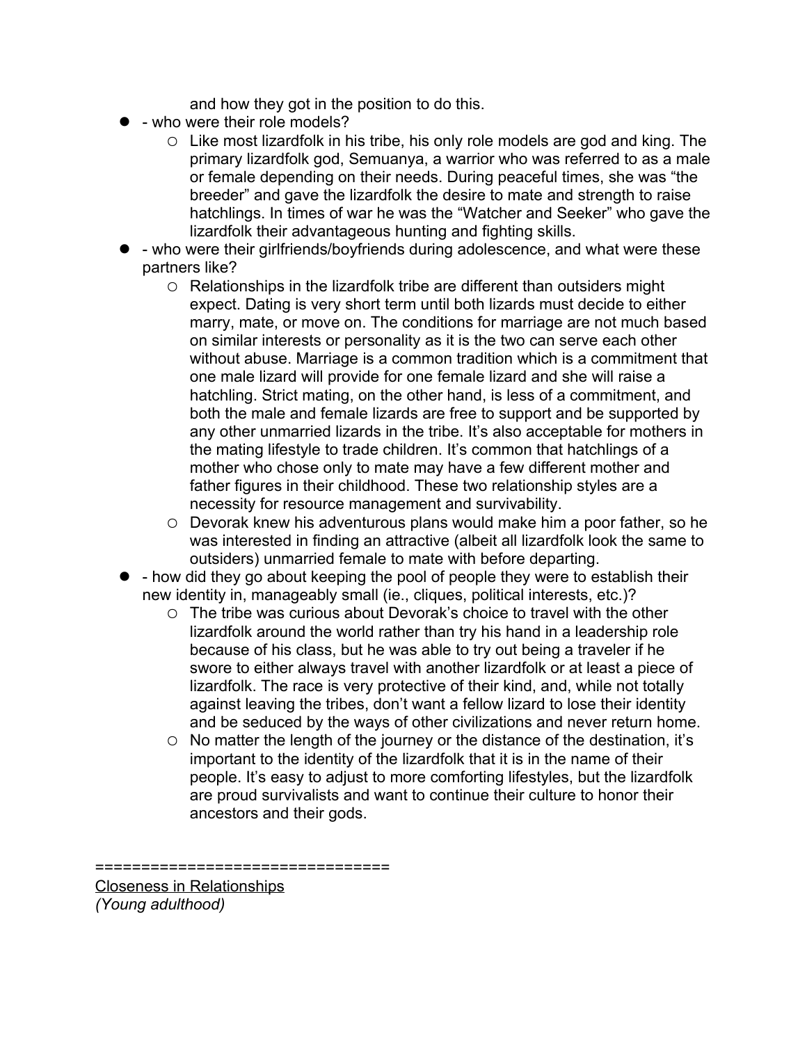and how they got in the position to do this.

- - who were their role models?
    - Like most lizardfolk in his tribe, his only role models are god and king. The primary lizardfolk god, Semuanya, a warrior who was referred to as a male or female depending on their needs. During peaceful times, she was "the breeder" and gave the lizardfolk the desire to mate and strength to raise hatchlings. In times of war he was the "Watcher and Seeker" who gave the lizardfolk their advantageous hunting and fighting skills.
- - who were their girlfriends/boyfriends during adolescence, and what were these partners like?
    - Relationships in the lizardfolk tribe are different than outsiders might expect. Dating is very short term until both lizards must decide to either marry, mate, or move on. The conditions for marriage are not much based on similar interests or personality as it is the two can serve each other without abuse. Marriage is a common tradition which is a commitment that one male lizard will provide for one female lizard and she will raise a hatchling. Strict mating, on the other hand, is less of a commitment, and both the male and female lizards are free to support and be supported by any other unmarried lizards in the tribe. It's also acceptable for mothers in the mating lifestyle to trade children. It's common that hatchlings of a mother who chose only to mate may have a few different mother and father figures in their childhood. These two relationship styles are a necessity for resource management and survivability.
    - Devorak knew his adventurous plans would make him a poor father, so he was interested in finding an attractive (albeit all lizardfolk look the same to outsiders) unmarried female to mate with before departing.
- - how did they go about keeping the pool of people they were to establish their new identity in, manageably small (ie., cliques, political interests, etc.)?
    - The tribe was curious about Devorak's choice to travel with the other lizardfolk around the world rather than try his hand in a leadership role because of his class, but he was able to try out being a traveler if he swore to either always travel with another lizardfolk or at least a piece of lizardfolk. The race is very protective of their kind, and, while not totally against leaving the tribes, don't want a fellow lizard to lose their identity and be seduced by the ways of other civilizations and never return home.
    - No matter the length of the journey or the distance of the destination, it's important to the identity of the lizardfolk that it is in the name of their people. It's easy to adjust to more comforting lifestyles, but the lizardfolk are proud survivalists and want to continue their culture to honor their ancestors and their gods.

================================

<u>Closeness in Relationships</u>
*(Young adulthood)*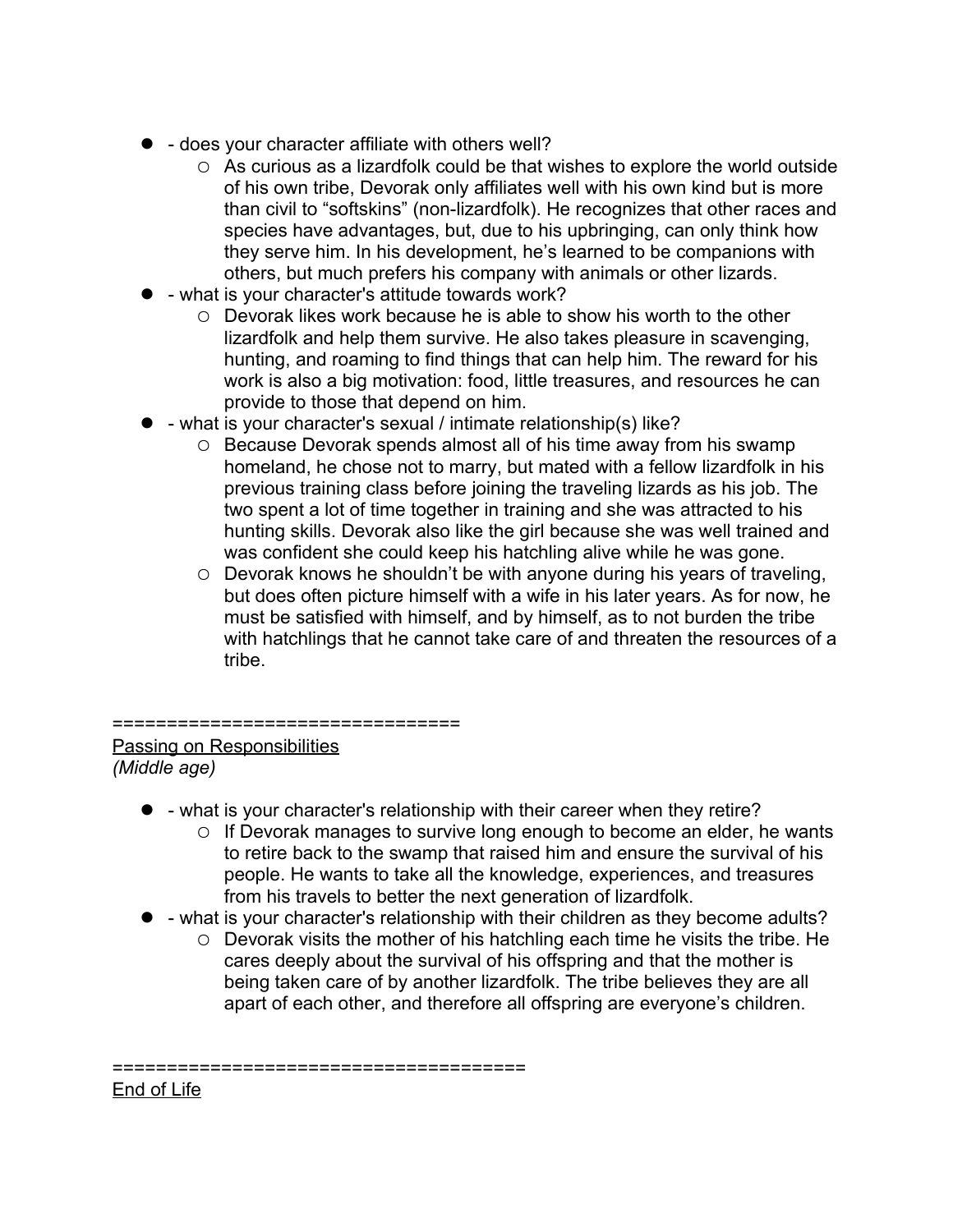- - does your character affiliate with others well?
    - As curious as a lizardfolk could be that wishes to explore the world outside of his own tribe, Devorak only affiliates well with his own kind but is more than civil to "softskins" (non-lizardfolk). He recognizes that other races and species have advantages, but, due to his upbringing, can only think how they serve him. In his development, he's learned to be companions with others, but much prefers his company with animals or other lizards.
- - what is your character's attitude towards work?
    - Devorak likes work because he is able to show his worth to the other lizardfolk and help them survive. He also takes pleasure in scavenging, hunting, and roaming to find things that can help him. The reward for his work is also a big motivation: food, little treasures, and resources he can provide to those that depend on him.
- - what is your character's sexual / intimate relationship(s) like?
    - Because Devorak spends almost all of his time away from his swamp homeland, he chose not to marry, but mated with a fellow lizardfolk in his previous training class before joining the traveling lizards as his job. The two spent a lot of time together in training and she was attracted to his hunting skills. Devorak also like the girl because she was well trained and was confident she could keep his hatchling alive while he was gone.
    - Devorak knows he shouldn't be with anyone during his years of traveling, but does often picture himself with a wife in his later years. As for now, he must be satisfied with himself, and by himself, as to not burden the tribe with hatchlings that he cannot take care of and threaten the resources of a tribe.

===============================

<u>Passing on Responsibilities</u>

*(Middle age)*

- - what is your character's relationship with their career when they retire?
    - If Devorak manages to survive long enough to become an elder, he wants to retire back to the swamp that raised him and ensure the survival of his people. He wants to take all the knowledge, experiences, and treasures from his travels to better the next generation of lizardfolk.
- - what is your character's relationship with their children as they become adults?
    - Devorak visits the mother of his hatchling each time he visits the tribe. He cares deeply about the survival of his offspring and that the mother is being taken care of by another lizardfolk. The tribe believes they are all apart of each other, and therefore all offspring are everyone's children.

====================================

<u>End of Life</u>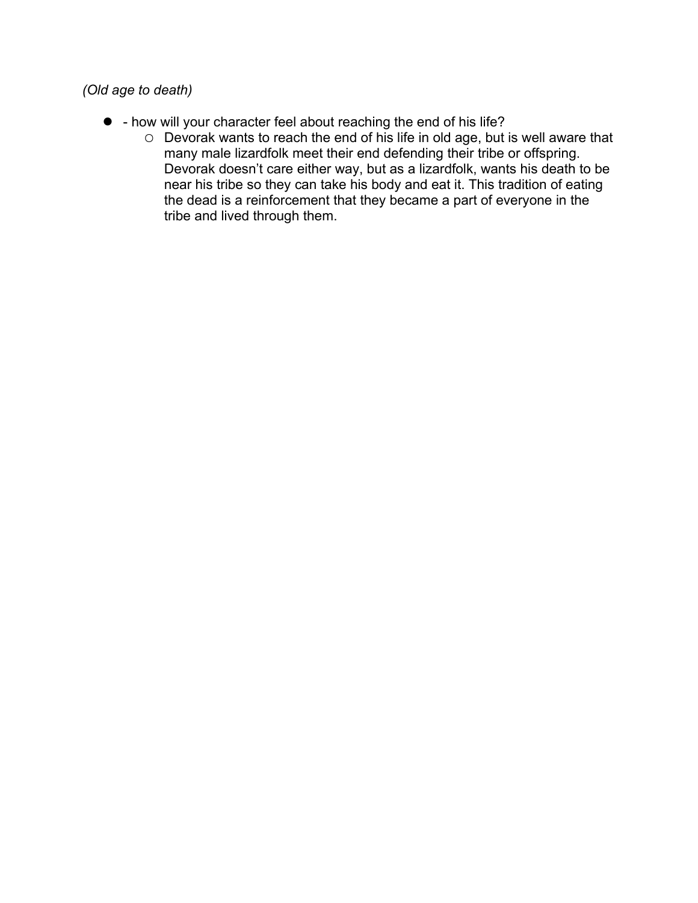*(Old age to death)*

- \- how will your character feel about reaching the end of his life?
  - Devorak wants to reach the end of his life in old age, but is well aware that many male lizardfolk meet their end defending their tribe or offspring. Devorak doesn't care either way, but as a lizardfolk, wants his death to be near his tribe so they can take his body and eat it. This tradition of eating the dead is a reinforcement that they became a part of everyone in the tribe and lived through them.